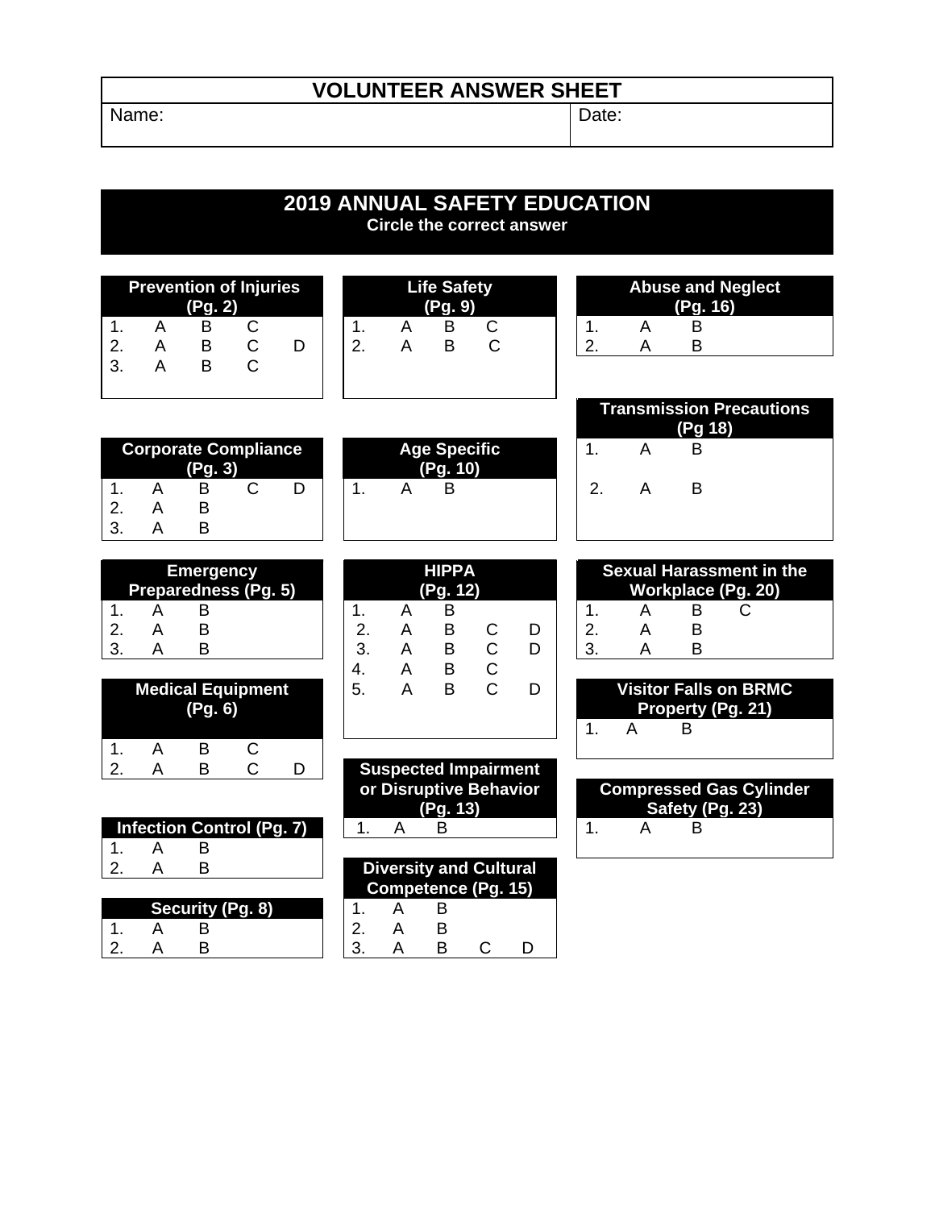# VOLUNTEER ANSWER SHEET

| Name: | Date: |
|---|---|

## 2019 ANNUAL SAFETY EDUCATION

**Circle the correct answer**

### Prevention of Injuries (Pg. 2)

| | | | | |
|---|---|---|---|---|
| 1. | A | B | C | |
| 2. | A | B | C | D |
| 3. | A | B | C | |

### Corporate Compliance (Pg. 3)

| | | | | |
|---|---|---|---|---|
| 1. | A | B | C | D |
| 2. | A | B | | |
| 3. | A | B | | |

### Emergency Preparedness (Pg. 5)

| | | |
|---|---|---|
| 1. | A | B |
| 2. | A | B |
| 3. | A | B |

### Medical Equipment (Pg. 6)

| | | | | |
|---|---|---|---|---|
| 1. | A | B | C | |
| 2. | A | B | C | D |

### Infection Control (Pg. 7)

| | | |
|---|---|---|
| 1. | A | B |
| 2. | A | B |

### Security (Pg. 8)

| | | |
|---|---|---|
| 1. | A | B |
| 2. | A | B |

### Life Safety (Pg. 9)

| | | | |
|---|---|---|---|
| 1. | A | B | C |
| 2. | A | B | C |

### Age Specific (Pg. 10)

| | | |
|---|---|---|
| 1. | A | B |

### HIPPA (Pg. 12)

| | | | | |
|---|---|---|---|---|
| 1. | A | B | | |
| 2. | A | B | C | D |
| 3. | A | B | C | D |
| 4. | A | B | C | |
| 5. | A | B | C | D |

### Suspected Impairment or Disruptive Behavior (Pg. 13)

| | | |
|---|---|---|
| 1. | A | B |

### Diversity and Cultural Competence (Pg. 15)

| | | | | |
|---|---|---|---|---|
| 1. | A | B | | |
| 2. | A | B | | |
| 3. | A | B | C | D |

### Abuse and Neglect (Pg. 16)

| | | |
|---|---|---|
| 1. | A | B |
| 2. | A | B |

### Transmission Precautions (Pg 18)

| | | |
|---|---|---|
| 1. | A | B |
| 2. | A | B |

### Sexual Harassment in the Workplace (Pg. 20)

| | | | |
|---|---|---|---|
| 1. | A | B | C |
| 2. | A | B | |
| 3. | A | B | |

### Visitor Falls on BRMC Property (Pg. 21)

| | | |
|---|---|---|
| 1. | A | B |

### Compressed Gas Cylinder Safety (Pg. 23)

| | | |
|---|---|---|
| 1. | A | B |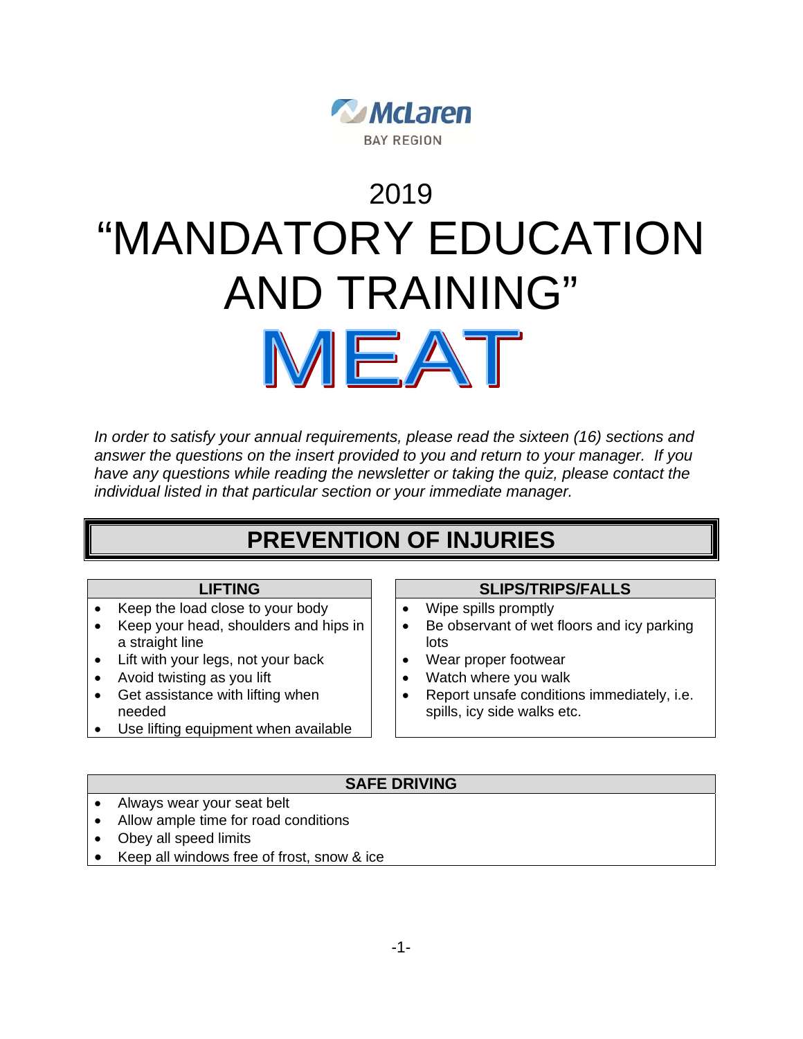McLaren

BAY REGION

# 2019
# "MANDATORY EDUCATION AND TRAINING"
# MEAT

*In order to satisfy your annual requirements, please read the sixteen (16) sections and answer the questions on the insert provided to you and return to your manager. If you have any questions while reading the newsletter or taking the quiz, please contact the individual listed in that particular section or your immediate manager.*

## PREVENTION OF INJURIES

### LIFTING

- Keep the load close to your body
- Keep your head, shoulders and hips in a straight line
- Lift with your legs, not your back
- Avoid twisting as you lift
- Get assistance with lifting when needed
- Use lifting equipment when available

### SLIPS/TRIPS/FALLS

- Wipe spills promptly
- Be observant of wet floors and icy parking lots
- Wear proper footwear
- Watch where you walk
- Report unsafe conditions immediately, i.e. spills, icy side walks etc.

### SAFE DRIVING

- Always wear your seat belt
- Allow ample time for road conditions
- Obey all speed limits
- Keep all windows free of frost, snow & ice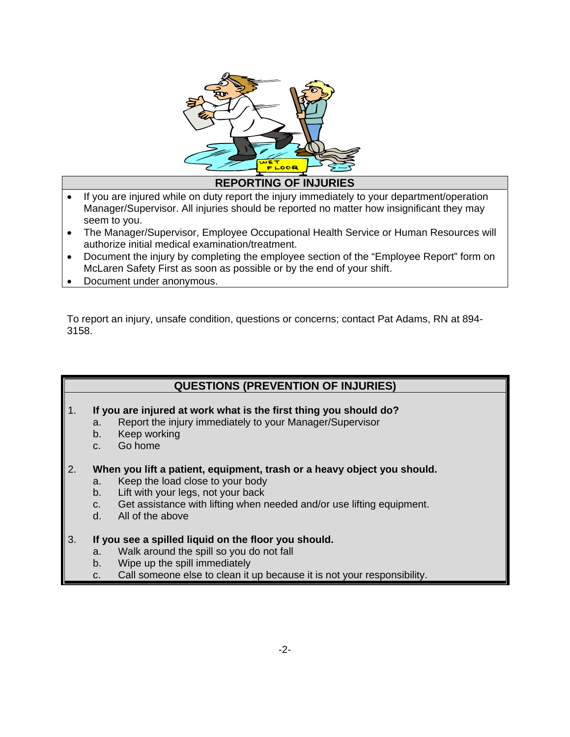## REPORTING OF INJURIES

- If you are injured while on duty report the injury immediately to your department/operation Manager/Supervisor. All injuries should be reported no matter how insignificant they may seem to you.
- The Manager/Supervisor, Employee Occupational Health Service or Human Resources will authorize initial medical examination/treatment.
- Document the injury by completing the employee section of the "Employee Report" form on McLaren Safety First as soon as possible or by the end of your shift.
- Document under anonymous.

To report an injury, unsafe condition, questions or concerns; contact Pat Adams, RN at 894-3158.

## QUESTIONS (PREVENTION OF INJURIES)

1. **If you are injured at work what is the first thing you should do?**
   a. Report the injury immediately to your Manager/Supervisor
   b. Keep working
   c. Go home

2. **When you lift a patient, equipment, trash or a heavy object you should.**
   a. Keep the load close to your body
   b. Lift with your legs, not your back
   c. Get assistance with lifting when needed and/or use lifting equipment.
   d. All of the above

3. **If you see a spilled liquid on the floor you should.**
   a. Walk around the spill so you do not fall
   b. Wipe up the spill immediately
   c. Call someone else to clean it up because it is not your responsibility.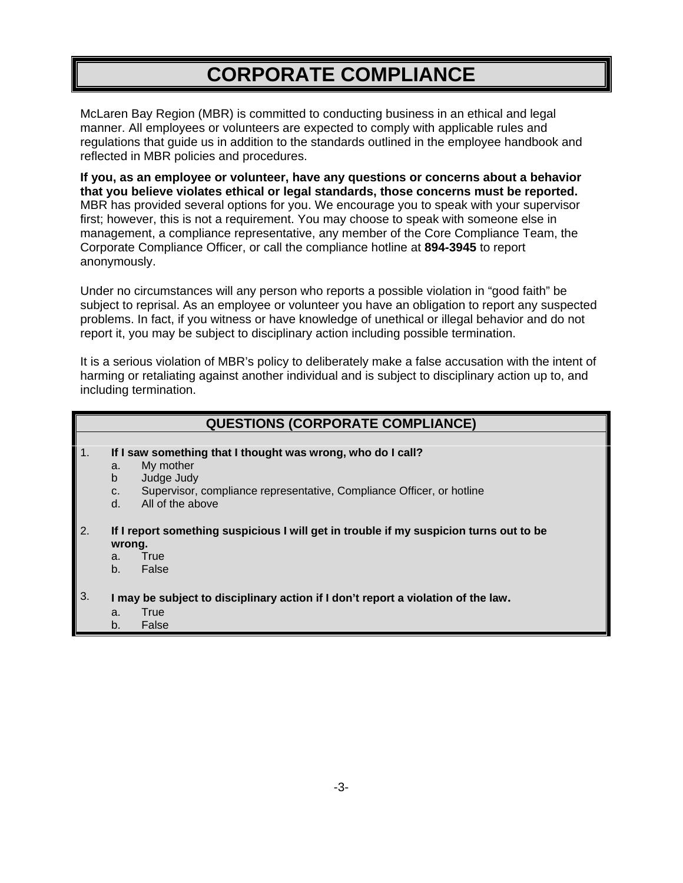# CORPORATE COMPLIANCE

McLaren Bay Region (MBR) is committed to conducting business in an ethical and legal manner. All employees or volunteers are expected to comply with applicable rules and regulations that guide us in addition to the standards outlined in the employee handbook and reflected in MBR policies and procedures.

**If you, as an employee or volunteer, have any questions or concerns about a behavior that you believe violates ethical or legal standards, those concerns must be reported.** MBR has provided several options for you. We encourage you to speak with your supervisor first; however, this is not a requirement. You may choose to speak with someone else in management, a compliance representative, any member of the Core Compliance Team, the Corporate Compliance Officer, or call the compliance hotline at **894-3945** to report anonymously.

Under no circumstances will any person who reports a possible violation in "good faith" be subject to reprisal. As an employee or volunteer you have an obligation to report any suspected problems. In fact, if you witness or have knowledge of unethical or illegal behavior and do not report it, you may be subject to disciplinary action including possible termination.

It is a serious violation of MBR's policy to deliberately make a false accusation with the intent of harming or retaliating against another individual and is subject to disciplinary action up to, and including termination.

## QUESTIONS (CORPORATE COMPLIANCE)

1. **If I saw something that I thought was wrong, who do I call?**
   a. My mother
   b Judge Judy
   c. Supervisor, compliance representative, Compliance Officer, or hotline
   d. All of the above

2. **If I report something suspicious I will get in trouble if my suspicion turns out to be wrong.**
   a. True
   b. False

3. **I may be subject to disciplinary action if I don't report a violation of the law.**
   a. True
   b. False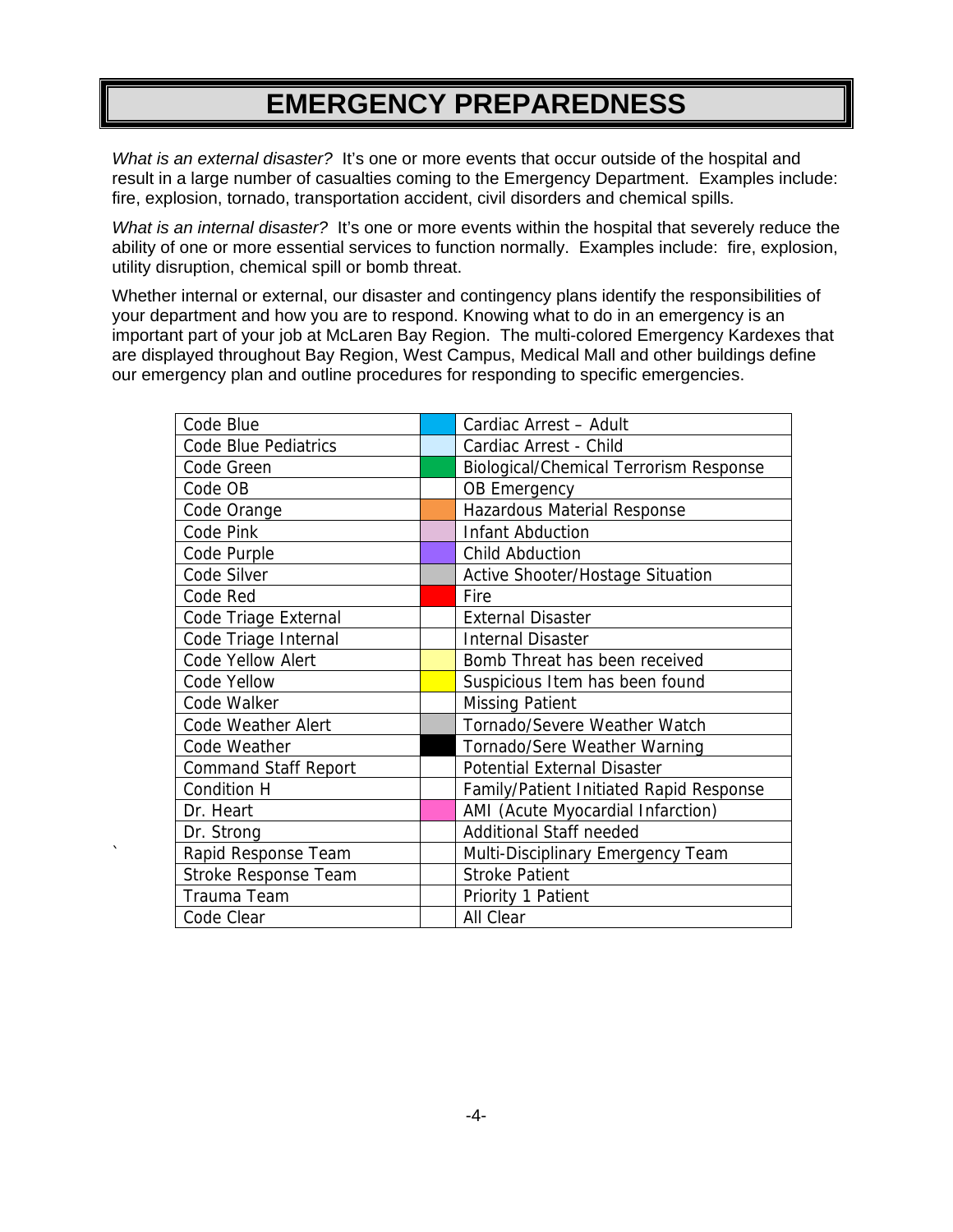# EMERGENCY PREPAREDNESS

*What is an external disaster?* It's one or more events that occur outside of the hospital and result in a large number of casualties coming to the Emergency Department. Examples include: fire, explosion, tornado, transportation accident, civil disorders and chemical spills.

*What is an internal disaster?* It's one or more events within the hospital that severely reduce the ability of one or more essential services to function normally. Examples include: fire, explosion, utility disruption, chemical spill or bomb threat.

Whether internal or external, our disaster and contingency plans identify the responsibilities of your department and how you are to respond. Knowing what to do in an emergency is an important part of your job at McLaren Bay Region. The multi-colored Emergency Kardexes that are displayed throughout Bay Region, West Campus, Medical Mall and other buildings define our emergency plan and outline procedures for responding to specific emergencies.

| | | |
|---|---|---|
| Code Blue | | Cardiac Arrest – Adult |
| Code Blue Pediatrics | | Cardiac Arrest - Child |
| Code Green | | Biological/Chemical Terrorism Response |
| Code OB | | OB Emergency |
| Code Orange | | Hazardous Material Response |
| Code Pink | | Infant Abduction |
| Code Purple | | Child Abduction |
| Code Silver | | Active Shooter/Hostage Situation |
| Code Red | | Fire |
| Code Triage External | | External Disaster |
| Code Triage Internal | | Internal Disaster |
| Code Yellow Alert | | Bomb Threat has been received |
| Code Yellow | | Suspicious Item has been found |
| Code Walker | | Missing Patient |
| Code Weather Alert | | Tornado/Severe Weather Watch |
| Code Weather | | Tornado/Sere Weather Warning |
| Command Staff Report | | Potential External Disaster |
| Condition H | | Family/Patient Initiated Rapid Response |
| Dr. Heart | | AMI (Acute Myocardial Infarction) |
| Dr. Strong | | Additional Staff needed |
| Rapid Response Team | | Multi-Disciplinary Emergency Team |
| Stroke Response Team | | Stroke Patient |
| Trauma Team | | Priority 1 Patient |
| Code Clear | | All Clear |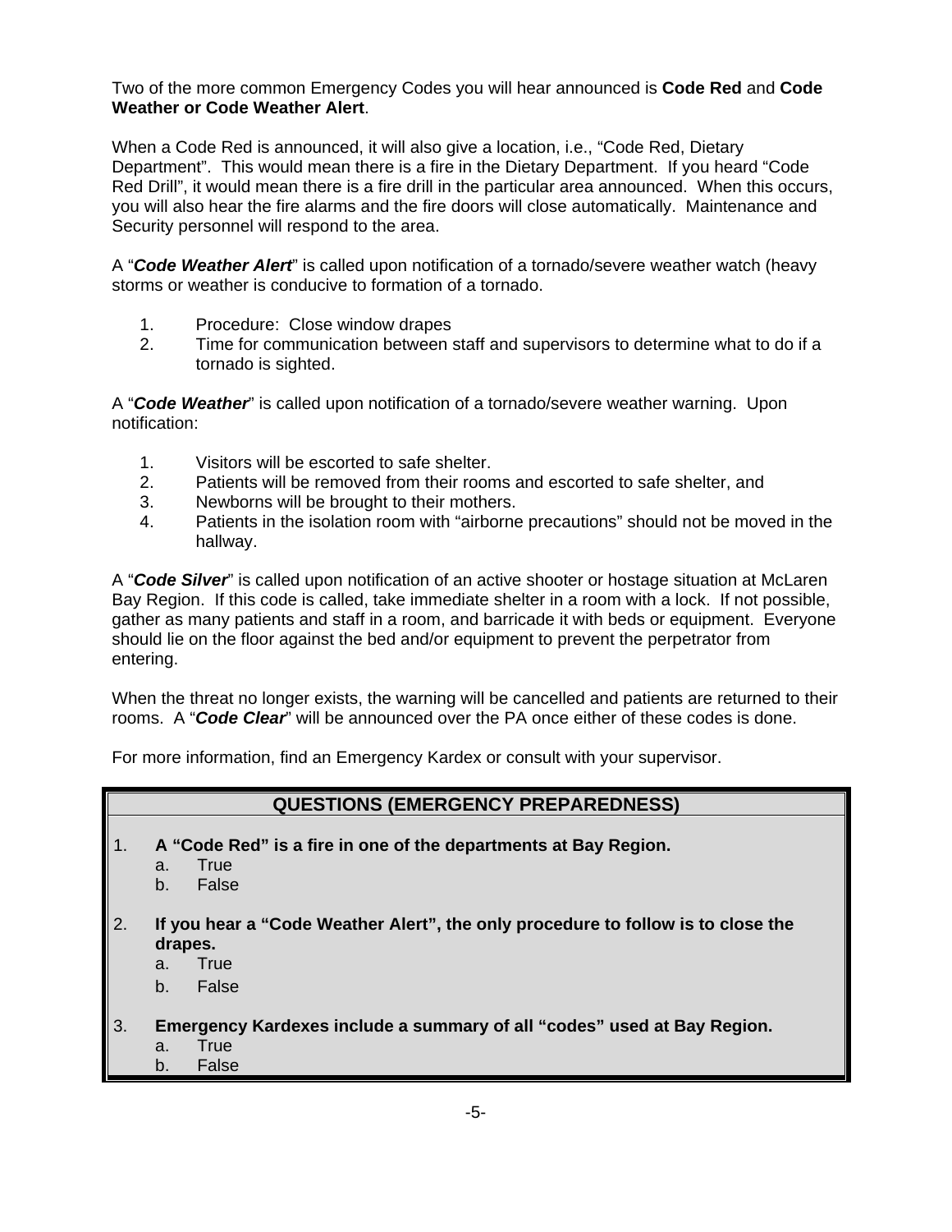Two of the more common Emergency Codes you will hear announced is **Code Red** and **Code Weather or Code Weather Alert**.

When a Code Red is announced, it will also give a location, i.e., "Code Red, Dietary Department". This would mean there is a fire in the Dietary Department. If you heard "Code Red Drill", it would mean there is a fire drill in the particular area announced. When this occurs, you will also hear the fire alarms and the fire doors will close automatically. Maintenance and Security personnel will respond to the area.

A "***Code Weather Alert***" is called upon notification of a tornado/severe weather watch (heavy storms or weather is conducive to formation of a tornado.

1. Procedure: Close window drapes
2. Time for communication between staff and supervisors to determine what to do if a tornado is sighted.

A "***Code Weather***" is called upon notification of a tornado/severe weather warning. Upon notification:

1. Visitors will be escorted to safe shelter.
2. Patients will be removed from their rooms and escorted to safe shelter, and
3. Newborns will be brought to their mothers.
4. Patients in the isolation room with "airborne precautions" should not be moved in the hallway.

A "***Code Silver***" is called upon notification of an active shooter or hostage situation at McLaren Bay Region. If this code is called, take immediate shelter in a room with a lock. If not possible, gather as many patients and staff in a room, and barricade it with beds or equipment. Everyone should lie on the floor against the bed and/or equipment to prevent the perpetrator from entering.

When the threat no longer exists, the warning will be cancelled and patients are returned to their rooms. A "***Code Clear***" will be announced over the PA once either of these codes is done.

For more information, find an Emergency Kardex or consult with your supervisor.

## QUESTIONS (EMERGENCY PREPAREDNESS)

1. **A "Code Red" is a fire in one of the departments at Bay Region.**
   a. True
   b. False

2. **If you hear a "Code Weather Alert", the only procedure to follow is to close the drapes.**
   a. True
   b. False

3. **Emergency Kardexes include a summary of all "codes" used at Bay Region.**
   a. True
   b. False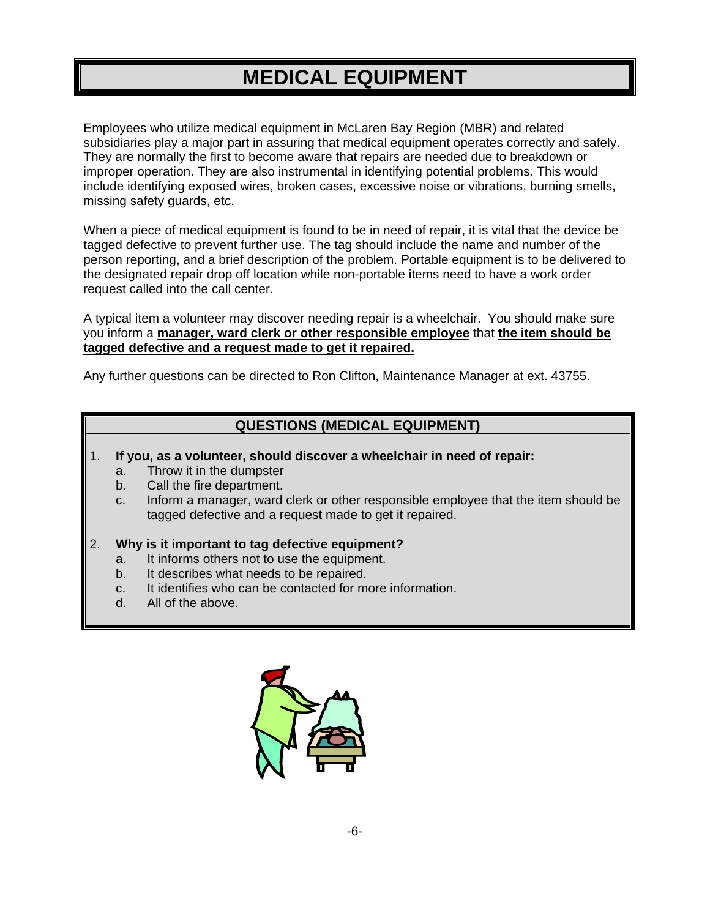# MEDICAL EQUIPMENT

Employees who utilize medical equipment in McLaren Bay Region (MBR) and related subsidiaries play a major part in assuring that medical equipment operates correctly and safely. They are normally the first to become aware that repairs are needed due to breakdown or improper operation. They are also instrumental in identifying potential problems. This would include identifying exposed wires, broken cases, excessive noise or vibrations, burning smells, missing safety guards, etc.

When a piece of medical equipment is found to be in need of repair, it is vital that the device be tagged defective to prevent further use. The tag should include the name and number of the person reporting, and a brief description of the problem. Portable equipment is to be delivered to the designated repair drop off location while non-portable items need to have a work order request called into the call center.

A typical item a volunteer may discover needing repair is a wheelchair. You should make sure you inform a **manager, ward clerk or other responsible employee** that **the item should be tagged defective and a request made to get it repaired.**

Any further questions can be directed to Ron Clifton, Maintenance Manager at ext. 43755.

## QUESTIONS (MEDICAL EQUIPMENT)

1. **If you, as a volunteer, should discover a wheelchair in need of repair:**
   a. Throw it in the dumpster
   b. Call the fire department.
   c. Inform a manager, ward clerk or other responsible employee that the item should be tagged defective and a request made to get it repaired.

2. **Why is it important to tag defective equipment?**
   a. It informs others not to use the equipment.
   b. It describes what needs to be repaired.
   c. It identifies who can be contacted for more information.
   d. All of the above.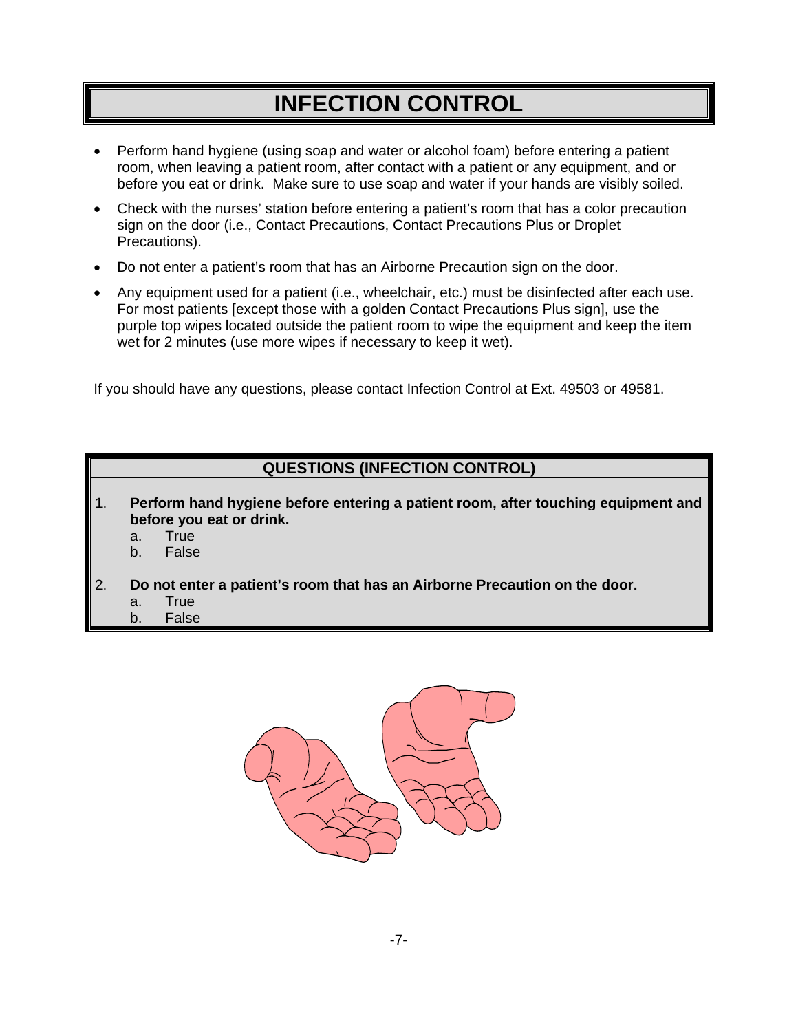# INFECTION CONTROL

- Perform hand hygiene (using soap and water or alcohol foam) before entering a patient room, when leaving a patient room, after contact with a patient or any equipment, and or before you eat or drink. Make sure to use soap and water if your hands are visibly soiled.
- Check with the nurses' station before entering a patient's room that has a color precaution sign on the door (i.e., Contact Precautions, Contact Precautions Plus or Droplet Precautions).
- Do not enter a patient's room that has an Airborne Precaution sign on the door.
- Any equipment used for a patient (i.e., wheelchair, etc.) must be disinfected after each use. For most patients [except those with a golden Contact Precautions Plus sign], use the purple top wipes located outside the patient room to wipe the equipment and keep the item wet for 2 minutes (use more wipes if necessary to keep it wet).

If you should have any questions, please contact Infection Control at Ext. 49503 or 49581.

## QUESTIONS (INFECTION CONTROL)

1. **Perform hand hygiene before entering a patient room, after touching equipment and before you eat or drink.**
   a. True
   b. False

2. **Do not enter a patient's room that has an Airborne Precaution on the door.**
   a. True
   b. False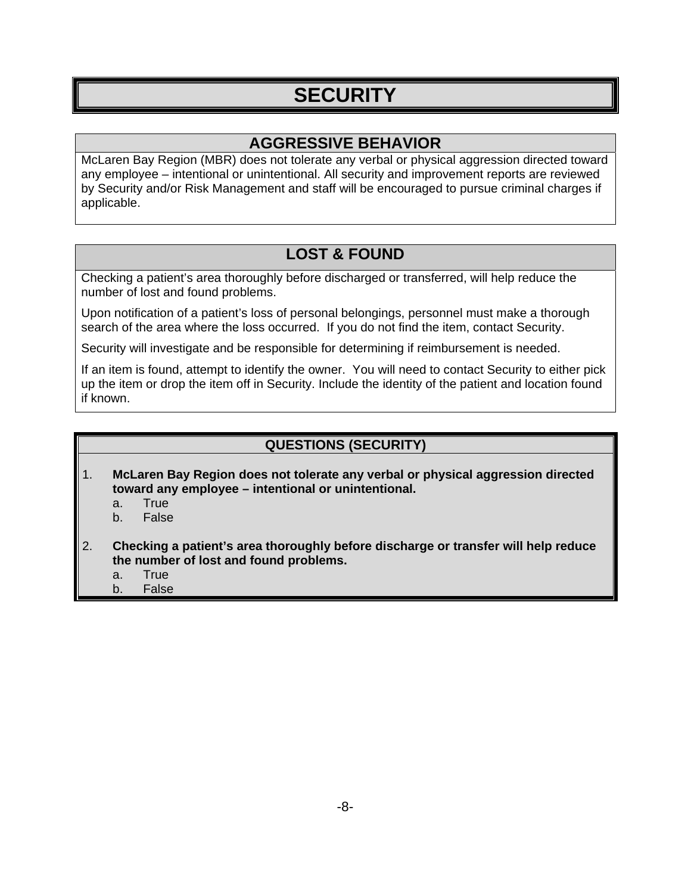# SECURITY

## AGGRESSIVE BEHAVIOR

McLaren Bay Region (MBR) does not tolerate any verbal or physical aggression directed toward any employee – intentional or unintentional. All security and improvement reports are reviewed by Security and/or Risk Management and staff will be encouraged to pursue criminal charges if applicable.

## LOST & FOUND

Checking a patient's area thoroughly before discharged or transferred, will help reduce the number of lost and found problems.

Upon notification of a patient's loss of personal belongings, personnel must make a thorough search of the area where the loss occurred. If you do not find the item, contact Security.

Security will investigate and be responsible for determining if reimbursement is needed.

If an item is found, attempt to identify the owner. You will need to contact Security to either pick up the item or drop the item off in Security. Include the identity of the patient and location found if known.

### QUESTIONS (SECURITY)

1. **McLaren Bay Region does not tolerate any verbal or physical aggression directed toward any employee – intentional or unintentional.**
   a. True
   b. False

2. **Checking a patient's area thoroughly before discharge or transfer will help reduce the number of lost and found problems.**
   a. True
   b. False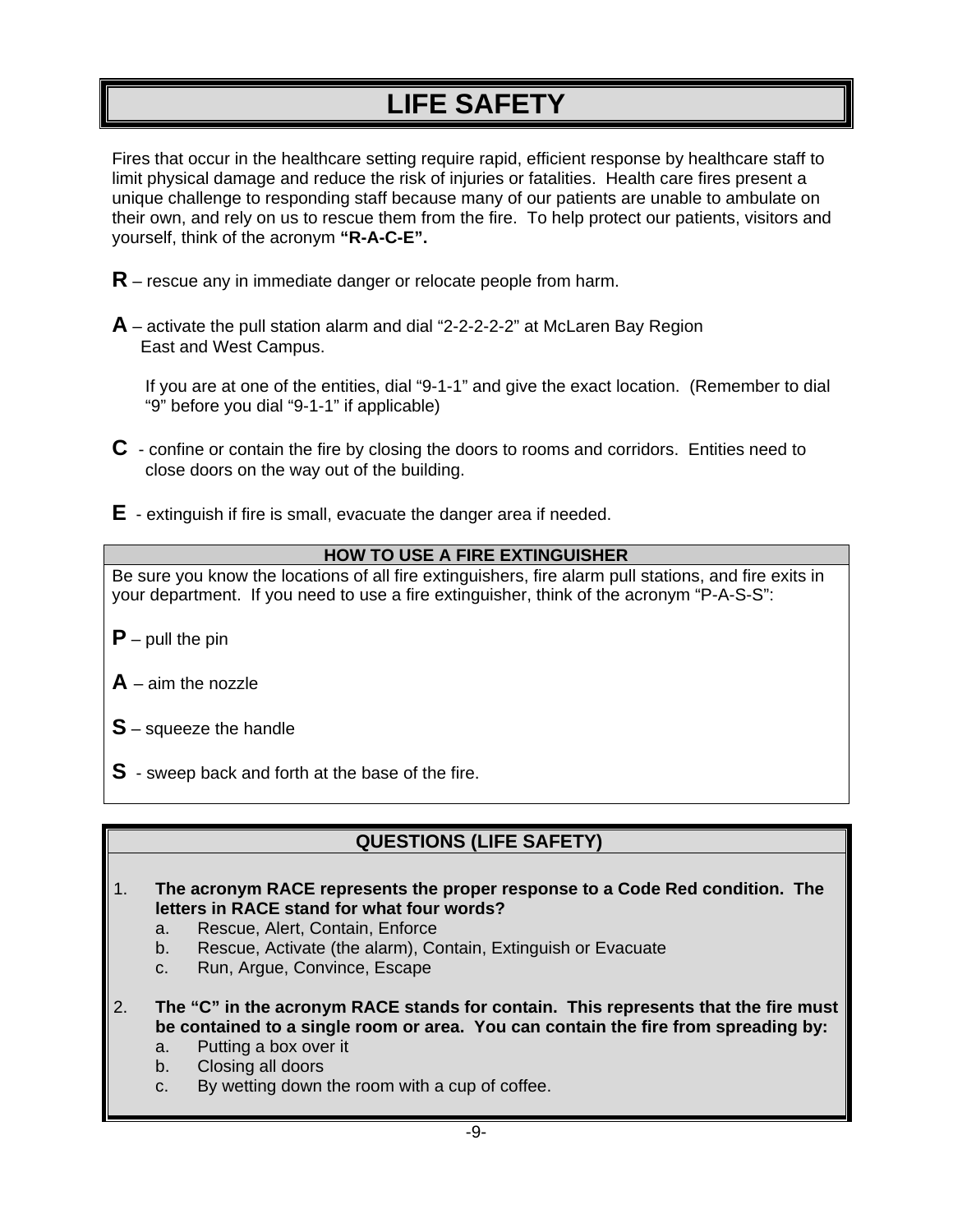# LIFE SAFETY

Fires that occur in the healthcare setting require rapid, efficient response by healthcare staff to limit physical damage and reduce the risk of injuries or fatalities. Health care fires present a unique challenge to responding staff because many of our patients are unable to ambulate on their own, and rely on us to rescue them from the fire. To help protect our patients, visitors and yourself, think of the acronym **"R-A-C-E".**

**R** – rescue any in immediate danger or relocate people from harm.

**A** – activate the pull station alarm and dial "2-2-2-2-2" at McLaren Bay Region East and West Campus.

If you are at one of the entities, dial "9-1-1" and give the exact location. (Remember to dial "9" before you dial "9-1-1" if applicable)

**C** - confine or contain the fire by closing the doors to rooms and corridors. Entities need to close doors on the way out of the building.

**E** - extinguish if fire is small, evacuate the danger area if needed.

## HOW TO USE A FIRE EXTINGUISHER

Be sure you know the locations of all fire extinguishers, fire alarm pull stations, and fire exits in your department. If you need to use a fire extinguisher, think of the acronym "P-A-S-S":

**P** – pull the pin

**A** – aim the nozzle

**S** – squeeze the handle

**S** - sweep back and forth at the base of the fire.

## QUESTIONS (LIFE SAFETY)

1. **The acronym RACE represents the proper response to a Code Red condition. The letters in RACE stand for what four words?**
   a. Rescue, Alert, Contain, Enforce
   b. Rescue, Activate (the alarm), Contain, Extinguish or Evacuate
   c. Run, Argue, Convince, Escape

2. **The "C" in the acronym RACE stands for contain. This represents that the fire must be contained to a single room or area. You can contain the fire from spreading by:**
   a. Putting a box over it
   b. Closing all doors
   c. By wetting down the room with a cup of coffee.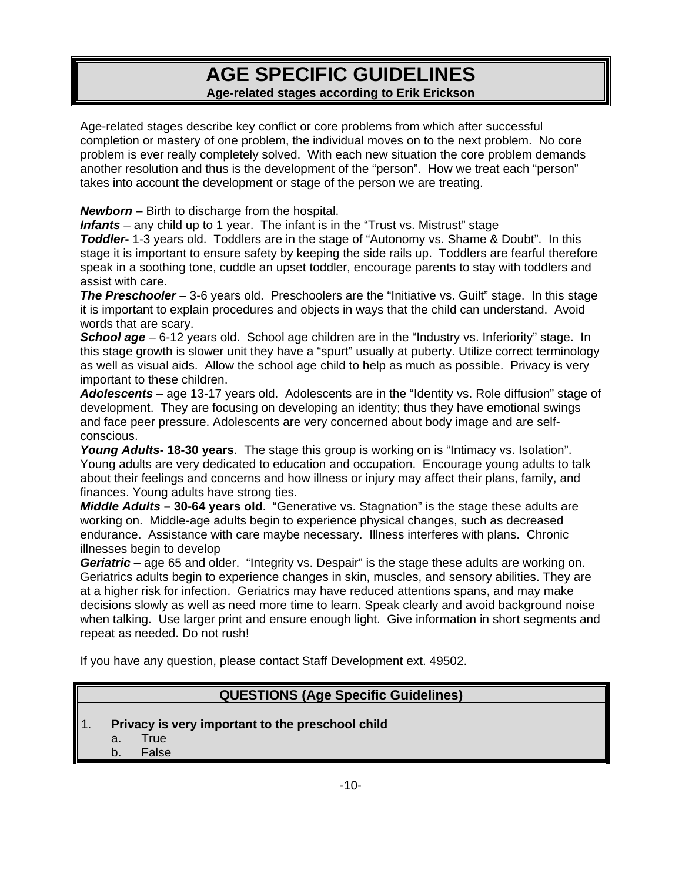# AGE SPECIFIC GUIDELINES

**Age-related stages according to Erik Erickson**

Age-related stages describe key conflict or core problems from which after successful completion or mastery of one problem, the individual moves on to the next problem. No core problem is ever really completely solved. With each new situation the core problem demands another resolution and thus is the development of the "person". How we treat each "person" takes into account the development or stage of the person we are treating.

***Newborn*** – Birth to discharge from the hospital.
***Infants*** – any child up to 1 year. The infant is in the "Trust vs. Mistrust" stage
***Toddler-*** 1-3 years old. Toddlers are in the stage of "Autonomy vs. Shame & Doubt". In this stage it is important to ensure safety by keeping the side rails up. Toddlers are fearful therefore speak in a soothing tone, cuddle an upset toddler, encourage parents to stay with toddlers and assist with care.
***The Preschooler*** – 3-6 years old. Preschoolers are the "Initiative vs. Guilt" stage. In this stage it is important to explain procedures and objects in ways that the child can understand. Avoid words that are scary.
***School age*** – 6-12 years old. School age children are in the "Industry vs. Inferiority" stage. In this stage growth is slower unit they have a "spurt" usually at puberty. Utilize correct terminology as well as visual aids. Allow the school age child to help as much as possible. Privacy is very important to these children.
***Adolescents*** – age 13-17 years old. Adolescents are in the "Identity vs. Role diffusion" stage of development. They are focusing on developing an identity; thus they have emotional swings and face peer pressure. Adolescents are very concerned about body image and are self-conscious.
***Young Adults*- 18-30 years**. The stage this group is working on is "Intimacy vs. Isolation". Young adults are very dedicated to education and occupation. Encourage young adults to talk about their feelings and concerns and how illness or injury may affect their plans, family, and finances. Young adults have strong ties.
***Middle Adults* – 30-64 years old**. "Generative vs. Stagnation" is the stage these adults are working on. Middle-age adults begin to experience physical changes, such as decreased endurance. Assistance with care maybe necessary. Illness interferes with plans. Chronic illnesses begin to develop
***Geriatric*** – age 65 and older. "Integrity vs. Despair" is the stage these adults are working on. Geriatrics adults begin to experience changes in skin, muscles, and sensory abilities. They are at a higher risk for infection. Geriatrics may have reduced attentions spans, and may make decisions slowly as well as need more time to learn. Speak clearly and avoid background noise when talking. Use larger print and ensure enough light. Give information in short segments and repeat as needed. Do not rush!

If you have any question, please contact Staff Development ext. 49502.

## QUESTIONS (Age Specific Guidelines)

1. **Privacy is very important to the preschool child**
   a. True
   b. False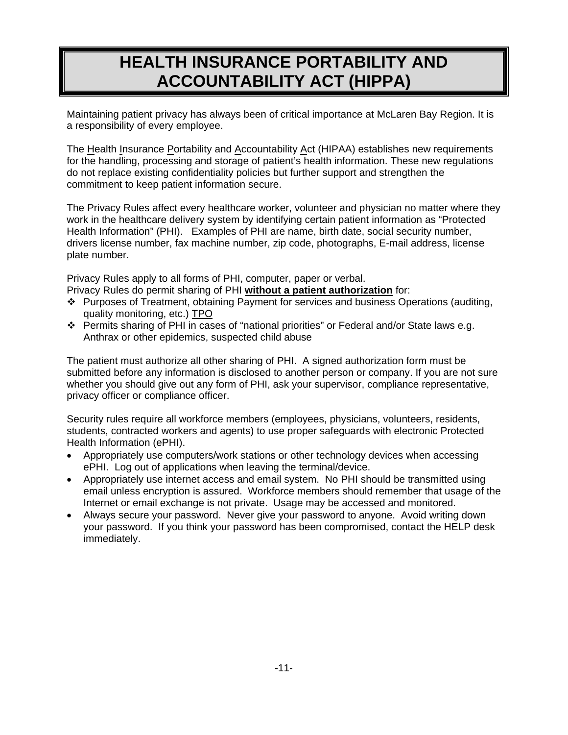# HEALTH INSURANCE PORTABILITY AND ACCOUNTABILITY ACT (HIPPA)

Maintaining patient privacy has always been of critical importance at McLaren Bay Region. It is a responsibility of every employee.

The Health Insurance Portability and Accountability Act (HIPAA) establishes new requirements for the handling, processing and storage of patient's health information. These new regulations do not replace existing confidentiality policies but further support and strengthen the commitment to keep patient information secure.

The Privacy Rules affect every healthcare worker, volunteer and physician no matter where they work in the healthcare delivery system by identifying certain patient information as "Protected Health Information" (PHI). Examples of PHI are name, birth date, social security number, drivers license number, fax machine number, zip code, photographs, E-mail address, license plate number.

Privacy Rules apply to all forms of PHI, computer, paper or verbal.
Privacy Rules do permit sharing of PHI **without a patient authorization** for:

- Purposes of Treatment, obtaining Payment for services and business Operations (auditing, quality monitoring, etc.) TPO
- Permits sharing of PHI in cases of "national priorities" or Federal and/or State laws e.g. Anthrax or other epidemics, suspected child abuse

The patient must authorize all other sharing of PHI. A signed authorization form must be submitted before any information is disclosed to another person or company. If you are not sure whether you should give out any form of PHI, ask your supervisor, compliance representative, privacy officer or compliance officer.

Security rules require all workforce members (employees, physicians, volunteers, residents, students, contracted workers and agents) to use proper safeguards with electronic Protected Health Information (ePHI).

- Appropriately use computers/work stations or other technology devices when accessing ePHI. Log out of applications when leaving the terminal/device.
- Appropriately use internet access and email system. No PHI should be transmitted using email unless encryption is assured. Workforce members should remember that usage of the Internet or email exchange is not private. Usage may be accessed and monitored.
- Always secure your password. Never give your password to anyone. Avoid writing down your password. If you think your password has been compromised, contact the HELP desk immediately.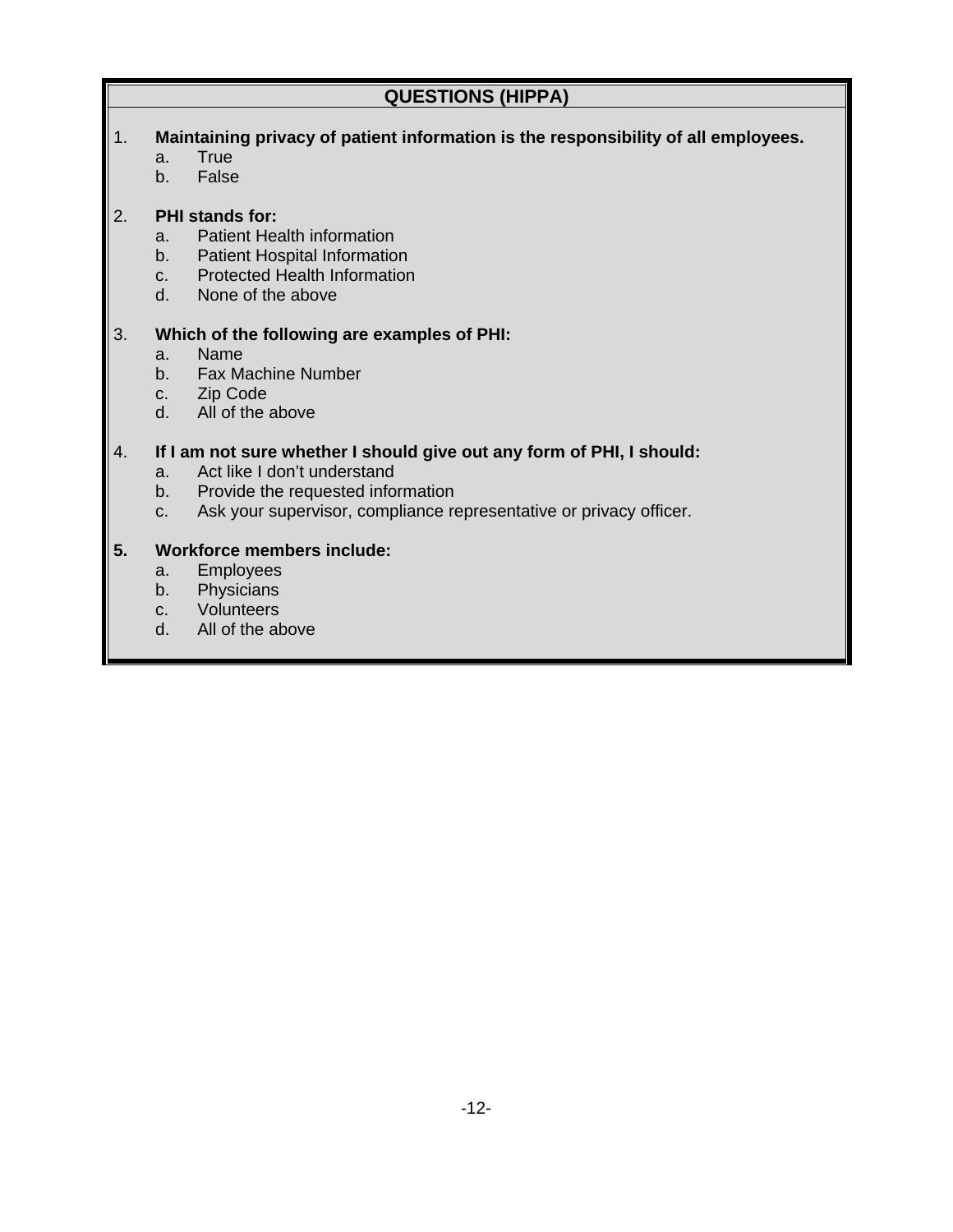## QUESTIONS (HIPPA)

1. **Maintaining privacy of patient information is the responsibility of all employees.**
   a. True
   b. False

2. **PHI stands for:**
   a. Patient Health information
   b. Patient Hospital Information
   c. Protected Health Information
   d. None of the above

3. **Which of the following are examples of PHI:**
   a. Name
   b. Fax Machine Number
   c. Zip Code
   d. All of the above

4. **If I am not sure whether I should give out any form of PHI, I should:**
   a. Act like I don't understand
   b. Provide the requested information
   c. Ask your supervisor, compliance representative or privacy officer.

5. **Workforce members include:**
   a. Employees
   b. Physicians
   c. Volunteers
   d. All of the above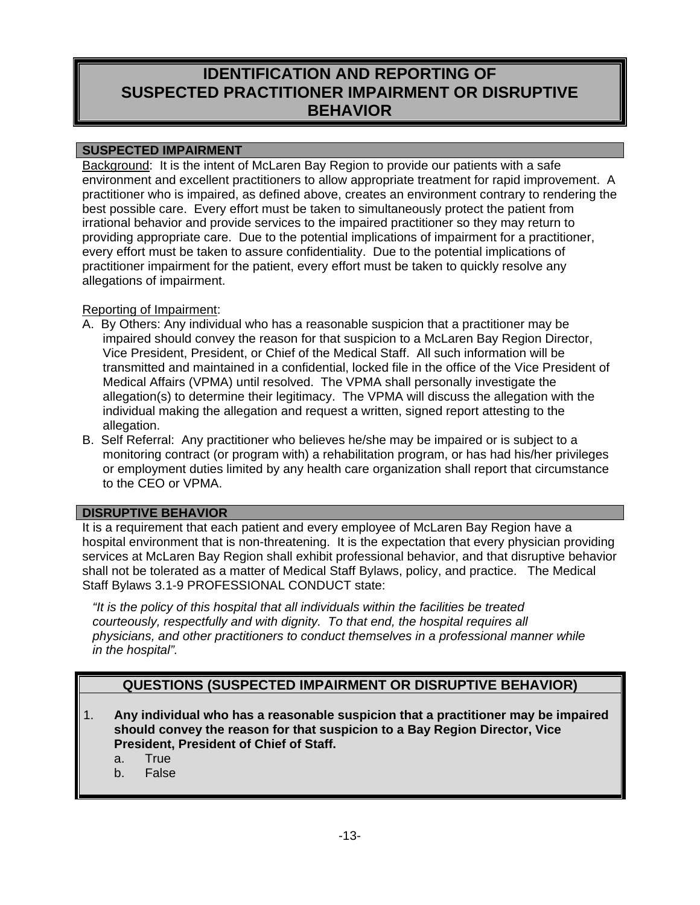# IDENTIFICATION AND REPORTING OF SUSPECTED PRACTITIONER IMPAIRMENT OR DISRUPTIVE BEHAVIOR

## SUSPECTED IMPAIRMENT

Background: It is the intent of McLaren Bay Region to provide our patients with a safe environment and excellent practitioners to allow appropriate treatment for rapid improvement. A practitioner who is impaired, as defined above, creates an environment contrary to rendering the best possible care. Every effort must be taken to simultaneously protect the patient from irrational behavior and provide services to the impaired practitioner so they may return to providing appropriate care. Due to the potential implications of impairment for a practitioner, every effort must be taken to assure confidentiality. Due to the potential implications of practitioner impairment for the patient, every effort must be taken to quickly resolve any allegations of impairment.

Reporting of Impairment:

A. By Others: Any individual who has a reasonable suspicion that a practitioner may be impaired should convey the reason for that suspicion to a McLaren Bay Region Director, Vice President, President, or Chief of the Medical Staff. All such information will be transmitted and maintained in a confidential, locked file in the office of the Vice President of Medical Affairs (VPMA) until resolved. The VPMA shall personally investigate the allegation(s) to determine their legitimacy. The VPMA will discuss the allegation with the individual making the allegation and request a written, signed report attesting to the allegation.

B. Self Referral: Any practitioner who believes he/she may be impaired or is subject to a monitoring contract (or program with) a rehabilitation program, or has had his/her privileges or employment duties limited by any health care organization shall report that circumstance to the CEO or VPMA.

## DISRUPTIVE BEHAVIOR

It is a requirement that each patient and every employee of McLaren Bay Region have a hospital environment that is non-threatening. It is the expectation that every physician providing services at McLaren Bay Region shall exhibit professional behavior, and that disruptive behavior shall not be tolerated as a matter of Medical Staff Bylaws, policy, and practice. The Medical Staff Bylaws 3.1-9 PROFESSIONAL CONDUCT state:

> *"It is the policy of this hospital that all individuals within the facilities be treated courteously, respectfully and with dignity. To that end, the hospital requires all physicians, and other practitioners to conduct themselves in a professional manner while in the hospital".*

## QUESTIONS (SUSPECTED IMPAIRMENT OR DISRUPTIVE BEHAVIOR)

1. **Any individual who has a reasonable suspicion that a practitioner may be impaired should convey the reason for that suspicion to a Bay Region Director, Vice President, President of Chief of Staff.**
   a. True
   b. False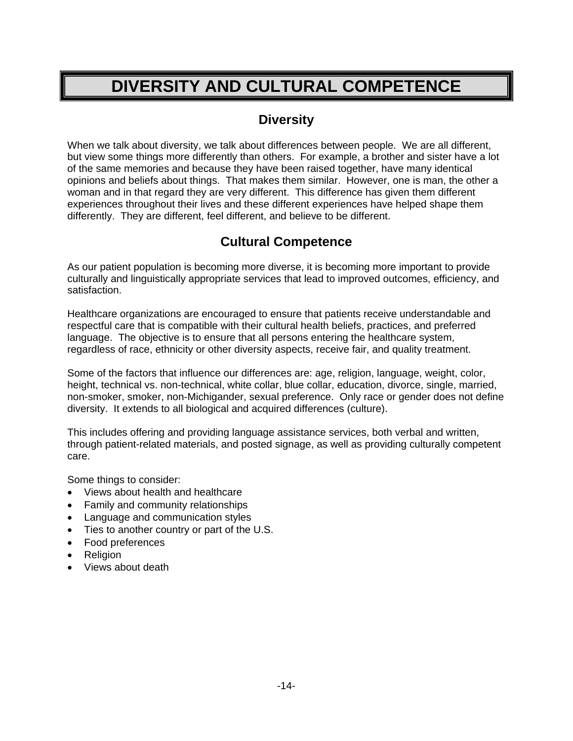# DIVERSITY AND CULTURAL COMPETENCE

## Diversity

When we talk about diversity, we talk about differences between people. We are all different, but view some things more differently than others. For example, a brother and sister have a lot of the same memories and because they have been raised together, have many identical opinions and beliefs about things. That makes them similar. However, one is man, the other a woman and in that regard they are very different. This difference has given them different experiences throughout their lives and these different experiences have helped shape them differently. They are different, feel different, and believe to be different.

## Cultural Competence

As our patient population is becoming more diverse, it is becoming more important to provide culturally and linguistically appropriate services that lead to improved outcomes, efficiency, and satisfaction.

Healthcare organizations are encouraged to ensure that patients receive understandable and respectful care that is compatible with their cultural health beliefs, practices, and preferred language. The objective is to ensure that all persons entering the healthcare system, regardless of race, ethnicity or other diversity aspects, receive fair, and quality treatment.

Some of the factors that influence our differences are: age, religion, language, weight, color, height, technical vs. non-technical, white collar, blue collar, education, divorce, single, married, non-smoker, smoker, non-Michigander, sexual preference. Only race or gender does not define diversity. It extends to all biological and acquired differences (culture).

This includes offering and providing language assistance services, both verbal and written, through patient-related materials, and posted signage, as well as providing culturally competent care.

Some things to consider:

- Views about health and healthcare
- Family and community relationships
- Language and communication styles
- Ties to another country or part of the U.S.
- Food preferences
- Religion
- Views about death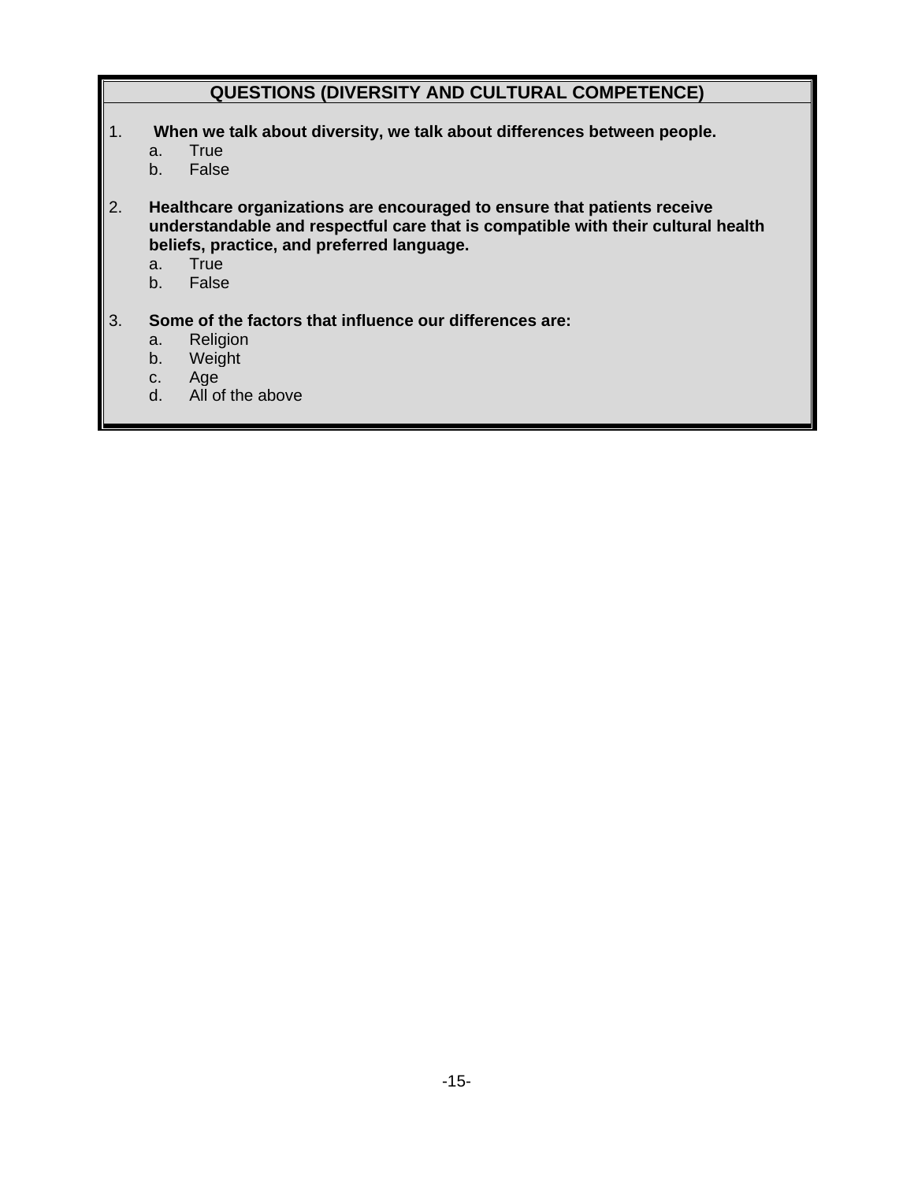## QUESTIONS (DIVERSITY AND CULTURAL COMPETENCE)

1. **When we talk about diversity, we talk about differences between people.**
   a. True
   b. False

2. **Healthcare organizations are encouraged to ensure that patients receive understandable and respectful care that is compatible with their cultural health beliefs, practice, and preferred language.**
   a. True
   b. False

3. **Some of the factors that influence our differences are:**
   a. Religion
   b. Weight
   c. Age
   d. All of the above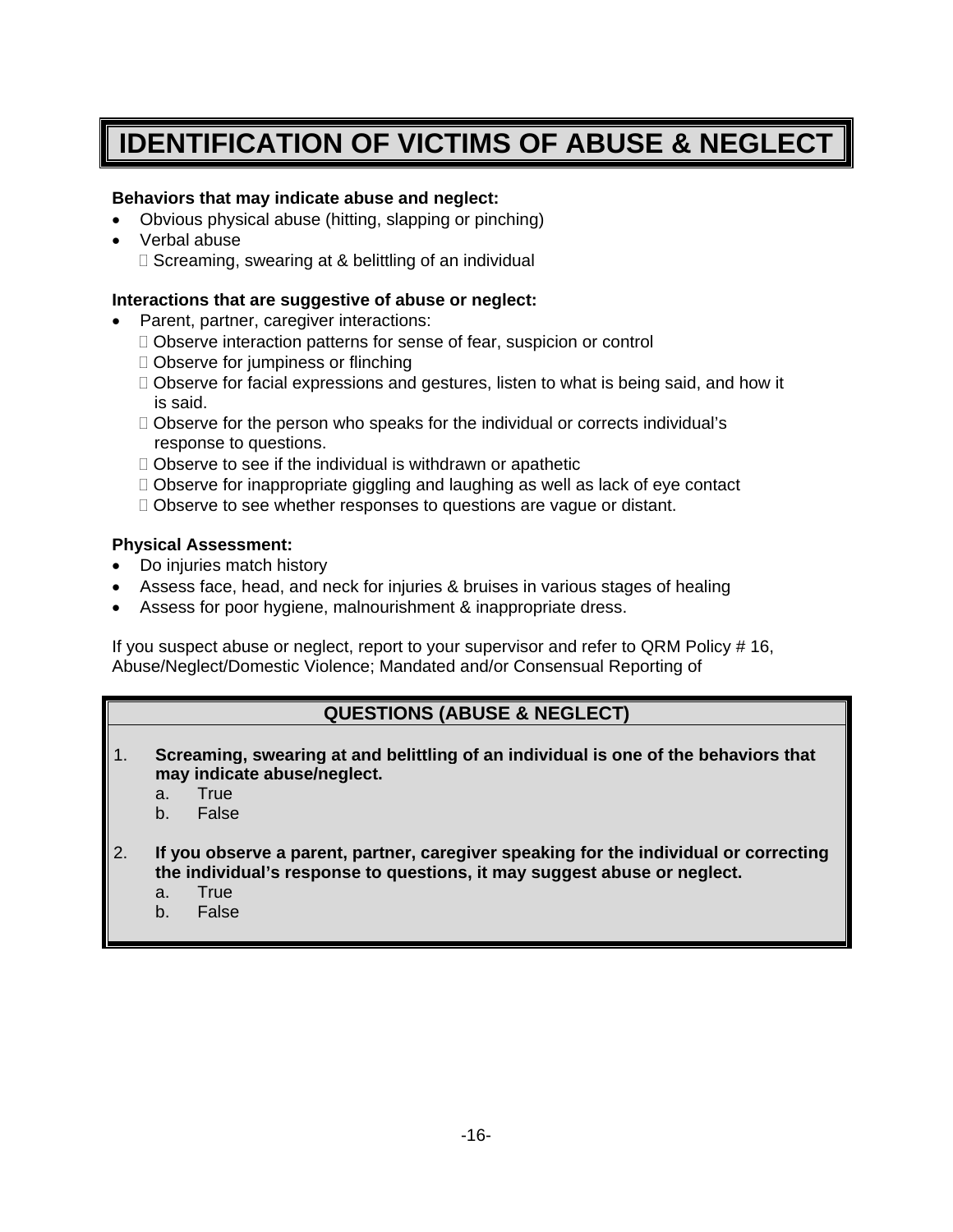# IDENTIFICATION OF VICTIMS OF ABUSE & NEGLECT

**Behaviors that may indicate abuse and neglect:**

- Obvious physical abuse (hitting, slapping or pinching)
- Verbal abuse
  - Screaming, swearing at & belittling of an individual

**Interactions that are suggestive of abuse or neglect:**

- Parent, partner, caregiver interactions:
  - Observe interaction patterns for sense of fear, suspicion or control
  - Observe for jumpiness or flinching
  - Observe for facial expressions and gestures, listen to what is being said, and how it is said.
  - Observe for the person who speaks for the individual or corrects individual's response to questions.
  - Observe to see if the individual is withdrawn or apathetic
  - Observe for inappropriate giggling and laughing as well as lack of eye contact
  - Observe to see whether responses to questions are vague or distant.

**Physical Assessment:**

- Do injuries match history
- Assess face, head, and neck for injuries & bruises in various stages of healing
- Assess for poor hygiene, malnourishment & inappropriate dress.

If you suspect abuse or neglect, report to your supervisor and refer to QRM Policy # 16, Abuse/Neglect/Domestic Violence; Mandated and/or Consensual Reporting of

## QUESTIONS (ABUSE & NEGLECT)

1. **Screaming, swearing at and belittling of an individual is one of the behaviors that may indicate abuse/neglect.**
   a. True
   b. False

2. **If you observe a parent, partner, caregiver speaking for the individual or correcting the individual's response to questions, it may suggest abuse or neglect.**
   a. True
   b. False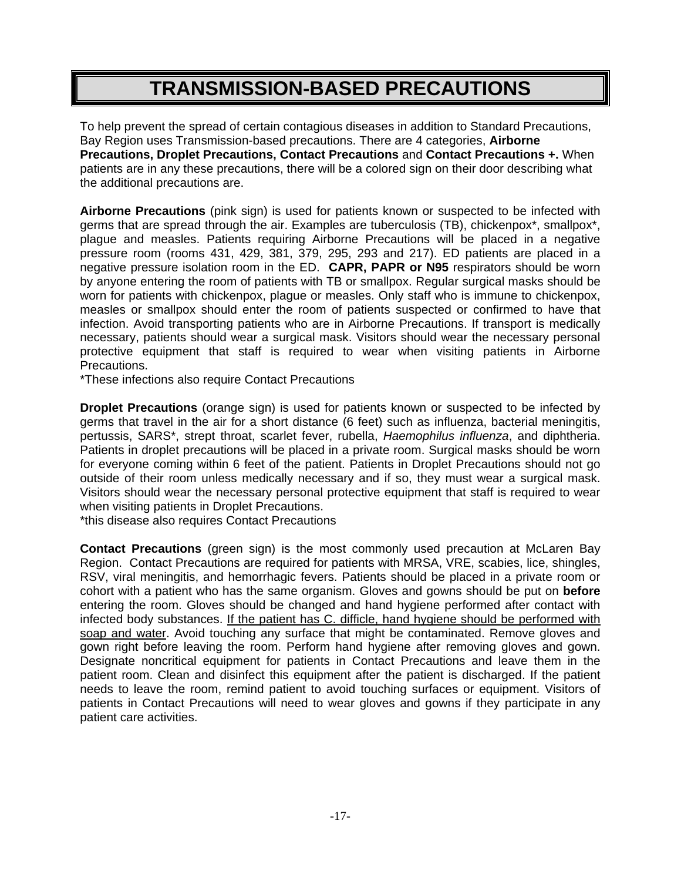# TRANSMISSION-BASED PRECAUTIONS

To help prevent the spread of certain contagious diseases in addition to Standard Precautions, Bay Region uses Transmission-based precautions. There are 4 categories, **Airborne Precautions, Droplet Precautions, Contact Precautions** and **Contact Precautions +.** When patients are in any these precautions, there will be a colored sign on their door describing what the additional precautions are.

**Airborne Precautions** (pink sign) is used for patients known or suspected to be infected with germs that are spread through the air. Examples are tuberculosis (TB), chickenpox*, smallpox*, plague and measles. Patients requiring Airborne Precautions will be placed in a negative pressure room (rooms 431, 429, 381, 379, 295, 293 and 217). ED patients are placed in a negative pressure isolation room in the ED. **CAPR, PAPR or N95** respirators should be worn by anyone entering the room of patients with TB or smallpox. Regular surgical masks should be worn for patients with chickenpox, plague or measles. Only staff who is immune to chickenpox, measles or smallpox should enter the room of patients suspected or confirmed to have that infection. Avoid transporting patients who are in Airborne Precautions. If transport is medically necessary, patients should wear a surgical mask. Visitors should wear the necessary personal protective equipment that staff is required to wear when visiting patients in Airborne Precautions.
*These infections also require Contact Precautions

**Droplet Precautions** (orange sign) is used for patients known or suspected to be infected by germs that travel in the air for a short distance (6 feet) such as influenza, bacterial meningitis, pertussis, SARS*, strept throat, scarlet fever, rubella, *Haemophilus influenza*, and diphtheria. Patients in droplet precautions will be placed in a private room. Surgical masks should be worn for everyone coming within 6 feet of the patient. Patients in Droplet Precautions should not go outside of their room unless medically necessary and if so, they must wear a surgical mask. Visitors should wear the necessary personal protective equipment that staff is required to wear when visiting patients in Droplet Precautions.
*this disease also requires Contact Precautions

**Contact Precautions** (green sign) is the most commonly used precaution at McLaren Bay Region. Contact Precautions are required for patients with MRSA, VRE, scabies, lice, shingles, RSV, viral meningitis, and hemorrhagic fevers. Patients should be placed in a private room or cohort with a patient who has the same organism. Gloves and gowns should be put on **before** entering the room. Gloves should be changed and hand hygiene performed after contact with infected body substances. <u>If the patient has C. difficle, hand hygiene should be performed with soap and water</u>. Avoid touching any surface that might be contaminated. Remove gloves and gown right before leaving the room. Perform hand hygiene after removing gloves and gown. Designate noncritical equipment for patients in Contact Precautions and leave them in the patient room. Clean and disinfect this equipment after the patient is discharged. If the patient needs to leave the room, remind patient to avoid touching surfaces or equipment. Visitors of patients in Contact Precautions will need to wear gloves and gowns if they participate in any patient care activities.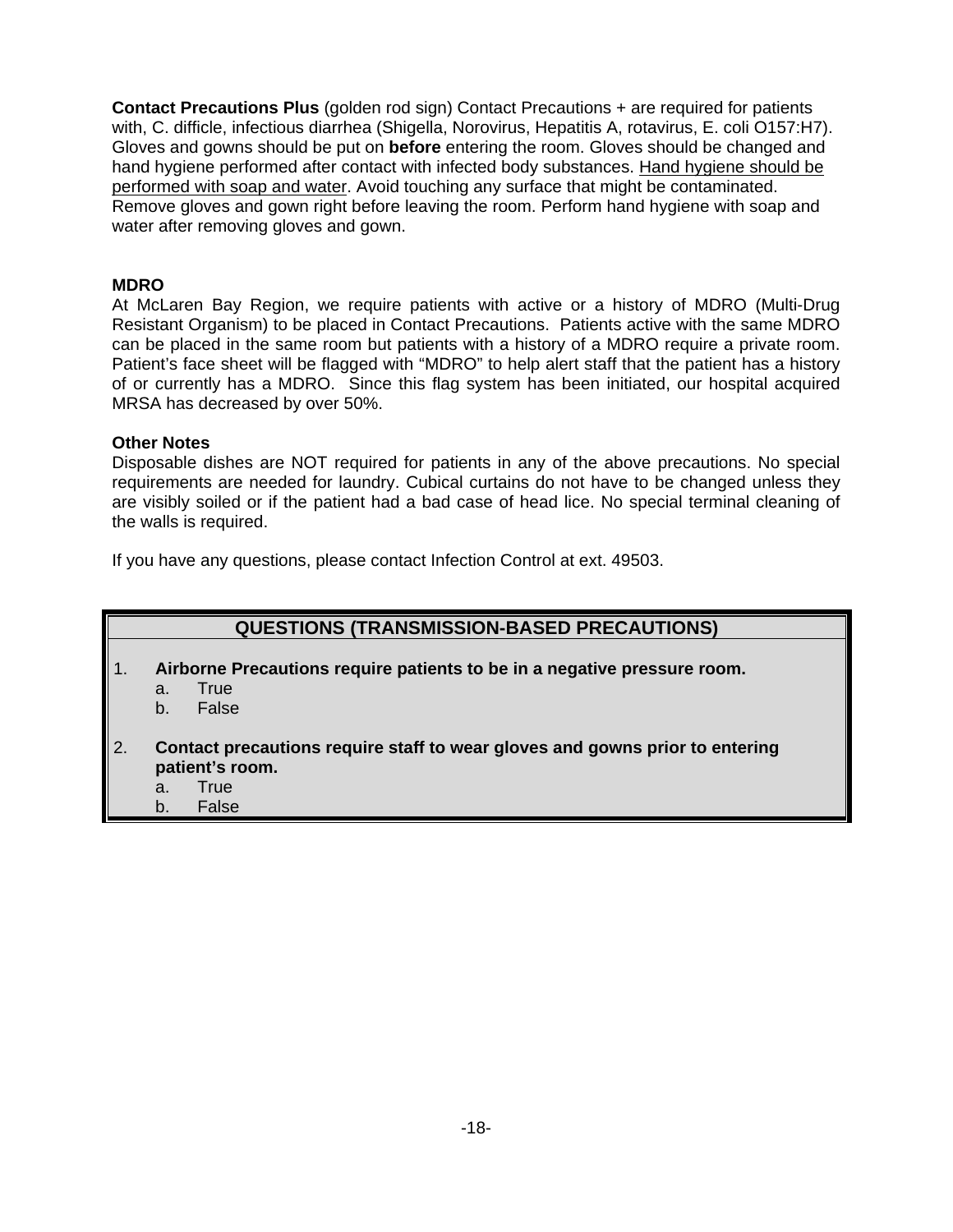**Contact Precautions Plus** (golden rod sign) Contact Precautions + are required for patients with, C. difficle, infectious diarrhea (Shigella, Norovirus, Hepatitis A, rotavirus, E. coli O157:H7). Gloves and gowns should be put on **before** entering the room. Gloves should be changed and hand hygiene performed after contact with infected body substances. Hand hygiene should be performed with soap and water. Avoid touching any surface that might be contaminated. Remove gloves and gown right before leaving the room. Perform hand hygiene with soap and water after removing gloves and gown.

**MDRO**

At McLaren Bay Region, we require patients with active or a history of MDRO (Multi-Drug Resistant Organism) to be placed in Contact Precautions. Patients active with the same MDRO can be placed in the same room but patients with a history of a MDRO require a private room. Patient's face sheet will be flagged with "MDRO" to help alert staff that the patient has a history of or currently has a MDRO. Since this flag system has been initiated, our hospital acquired MRSA has decreased by over 50%.

**Other Notes**

Disposable dishes are NOT required for patients in any of the above precautions. No special requirements are needed for laundry. Cubical curtains do not have to be changed unless they are visibly soiled or if the patient had a bad case of head lice. No special terminal cleaning of the walls is required.

If you have any questions, please contact Infection Control at ext. 49503.

## QUESTIONS (TRANSMISSION-BASED PRECAUTIONS)

1. **Airborne Precautions require patients to be in a negative pressure room.**
   a. True
   b. False

2. **Contact precautions require staff to wear gloves and gowns prior to entering patient's room.**
   a. True
   b. False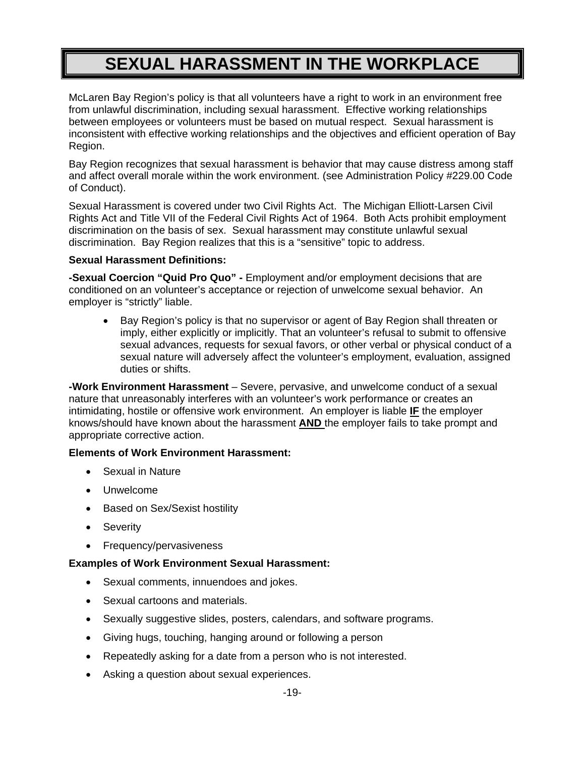# SEXUAL HARASSMENT IN THE WORKPLACE

McLaren Bay Region's policy is that all volunteers have a right to work in an environment free from unlawful discrimination, including sexual harassment. Effective working relationships between employees or volunteers must be based on mutual respect. Sexual harassment is inconsistent with effective working relationships and the objectives and efficient operation of Bay Region.

Bay Region recognizes that sexual harassment is behavior that may cause distress among staff and affect overall morale within the work environment. (see Administration Policy #229.00 Code of Conduct).

Sexual Harassment is covered under two Civil Rights Act. The Michigan Elliott-Larsen Civil Rights Act and Title VII of the Federal Civil Rights Act of 1964. Both Acts prohibit employment discrimination on the basis of sex. Sexual harassment may constitute unlawful sexual discrimination. Bay Region realizes that this is a "sensitive" topic to address.

**Sexual Harassment Definitions:**

**-Sexual Coercion "Quid Pro Quo" -** Employment and/or employment decisions that are conditioned on an volunteer's acceptance or rejection of unwelcome sexual behavior. An employer is "strictly" liable.

- Bay Region's policy is that no supervisor or agent of Bay Region shall threaten or imply, either explicitly or implicitly. That an volunteer's refusal to submit to offensive sexual advances, requests for sexual favors, or other verbal or physical conduct of a sexual nature will adversely affect the volunteer's employment, evaluation, assigned duties or shifts.

**-Work Environment Harassment** – Severe, pervasive, and unwelcome conduct of a sexual nature that unreasonably interferes with an volunteer's work performance or creates an intimidating, hostile or offensive work environment. An employer is liable **IF** the employer knows/should have known about the harassment **AND** the employer fails to take prompt and appropriate corrective action.

**Elements of Work Environment Harassment:**

- Sexual in Nature
- Unwelcome
- Based on Sex/Sexist hostility
- Severity
- Frequency/pervasiveness

**Examples of Work Environment Sexual Harassment:**

- Sexual comments, innuendoes and jokes.
- Sexual cartoons and materials.
- Sexually suggestive slides, posters, calendars, and software programs.
- Giving hugs, touching, hanging around or following a person
- Repeatedly asking for a date from a person who is not interested.
- Asking a question about sexual experiences.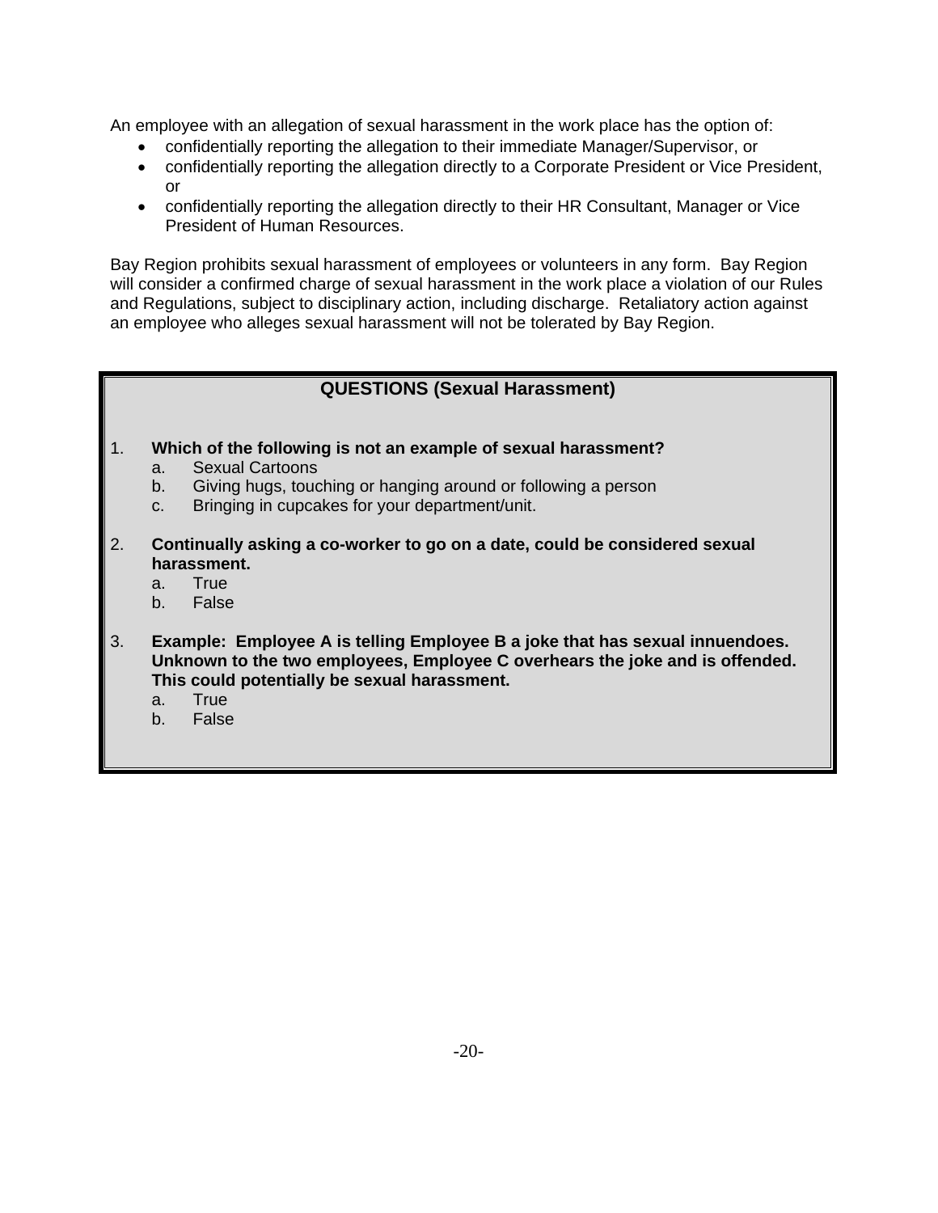An employee with an allegation of sexual harassment in the work place has the option of:

- confidentially reporting the allegation to their immediate Manager/Supervisor, or
- confidentially reporting the allegation directly to a Corporate President or Vice President, or
- confidentially reporting the allegation directly to their HR Consultant, Manager or Vice President of Human Resources.

Bay Region prohibits sexual harassment of employees or volunteers in any form. Bay Region will consider a confirmed charge of sexual harassment in the work place a violation of our Rules and Regulations, subject to disciplinary action, including discharge. Retaliatory action against an employee who alleges sexual harassment will not be tolerated by Bay Region.

## QUESTIONS (Sexual Harassment)

1. **Which of the following is not an example of sexual harassment?**
   a. Sexual Cartoons
   b. Giving hugs, touching or hanging around or following a person
   c. Bringing in cupcakes for your department/unit.

2. **Continually asking a co-worker to go on a date, could be considered sexual harassment.**
   a. True
   b. False

3. **Example: Employee A is telling Employee B a joke that has sexual innuendoes. Unknown to the two employees, Employee C overhears the joke and is offended. This could potentially be sexual harassment.**
   a. True
   b. False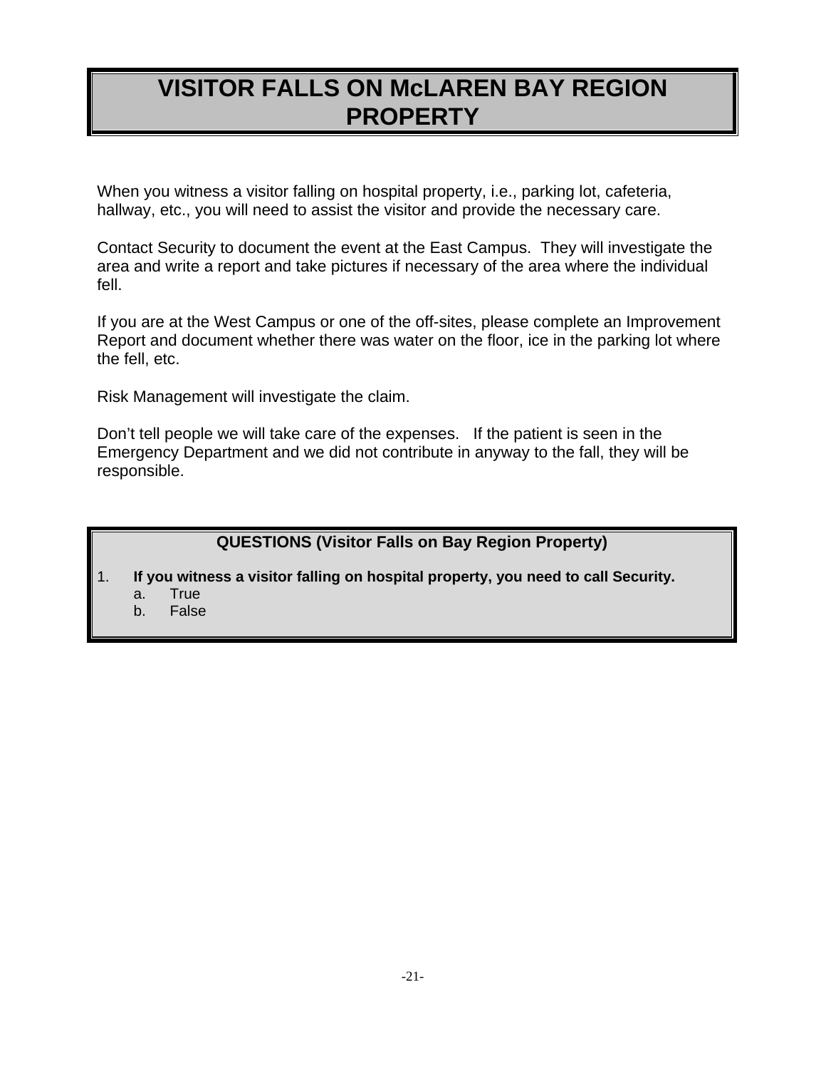# VISITOR FALLS ON McLAREN BAY REGION PROPERTY

When you witness a visitor falling on hospital property, i.e., parking lot, cafeteria, hallway, etc., you will need to assist the visitor and provide the necessary care.

Contact Security to document the event at the East Campus. They will investigate the area and write a report and take pictures if necessary of the area where the individual fell.

If you are at the West Campus or one of the off-sites, please complete an Improvement Report and document whether there was water on the floor, ice in the parking lot where the fell, etc.

Risk Management will investigate the claim.

Don't tell people we will take care of the expenses. If the patient is seen in the Emergency Department and we did not contribute in anyway to the fall, they will be responsible.

**QUESTIONS (Visitor Falls on Bay Region Property)**

1. **If you witness a visitor falling on hospital property, you need to call Security.**
   a. True
   b. False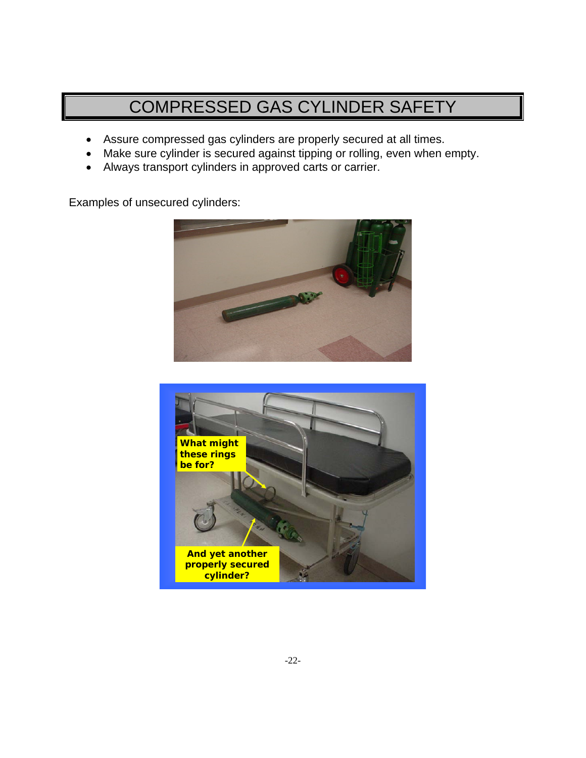# COMPRESSED GAS CYLINDER SAFETY

- Assure compressed gas cylinders are properly secured at all times.
- Make sure cylinder is secured against tipping or rolling, even when empty.
- Always transport cylinders in approved carts or carrier.

Examples of unsecured cylinders: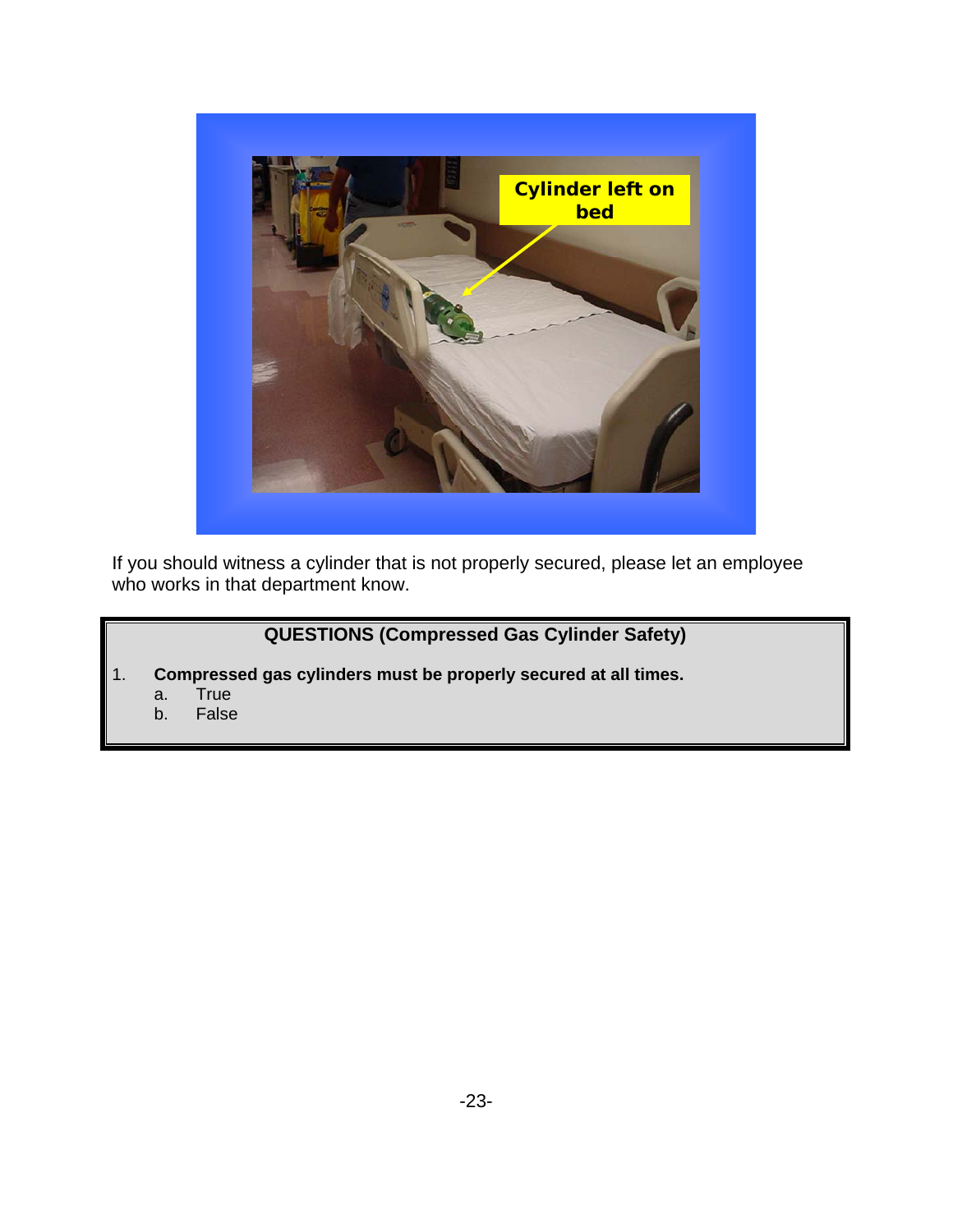If you should witness a cylinder that is not properly secured, please let an employee who works in that department know.

**QUESTIONS (Compressed Gas Cylinder Safety)**

1. **Compressed gas cylinders must be properly secured at all times.**
   a. True
   b. False